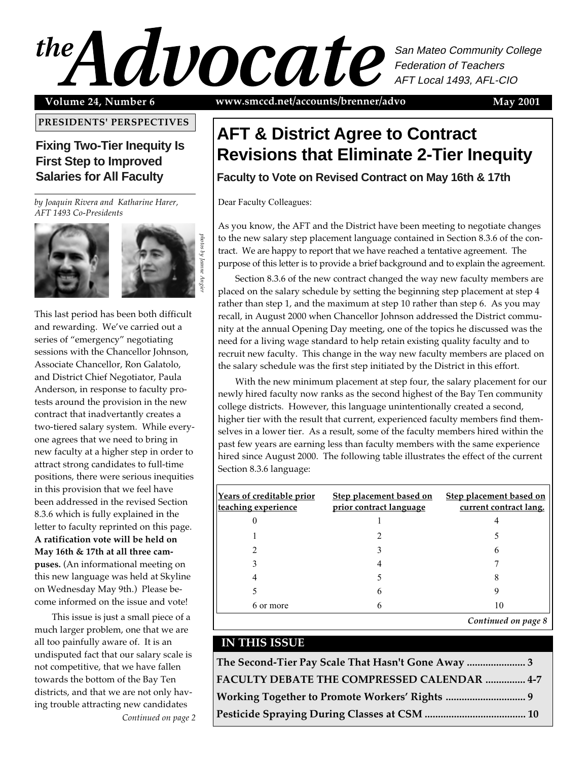# the Advocate

San Mateo Community College Federation of Teachers
AFT Local 1493, AFL-CIO

**Volume 24, Number 6** **www.smccd.net/accounts/brenner/advo** **May 2001**

**PRESIDENTS' PERSPECTIVES**

## Fixing Two-Tier Inequity Is First Step to Improved Salaries for All Faculty

*by Joaquin Rivera and Katharine Harer, AFT 1493 Co-Presidents*

*photos by Jeanne Angier*

This last period has been both difficult and rewarding. We've carried out a series of "emergency" negotiating sessions with the Chancellor Johnson, Associate Chancellor, Ron Galatolo, and District Chief Negotiator, Paula Anderson, in response to faculty protests around the provision in the new contract that inadvertantly creates a two-tiered salary system. While everyone agrees that we need to bring in new faculty at a higher step in order to attract strong candidates to full-time positions, there were serious inequities in this provision that we feel have been addressed in the revised Section 8.3.6 which is fully explained in the letter to faculty reprinted on this page. **A ratification vote will be held on May 16th & 17th at all three campuses.** (An informational meeting on this new language was held at Skyline on Wednesday May 9th.) Please become informed on the issue and vote!

This issue is just a small piece of a much larger problem, one that we are all too painfully aware of. It is an undisputed fact that our salary scale is not competitive, that we have fallen towards the bottom of the Bay Ten districts, and that we are not only having trouble attracting new candidates

*Continued on page 2*

# AFT & District Agree to Contract Revisions that Eliminate 2-Tier Inequity

### Faculty to Vote on Revised Contract on May 16th & 17th

Dear Faculty Colleagues:

As you know, the AFT and the District have been meeting to negotiate changes to the new salary step placement language contained in Section 8.3.6 of the contract. We are happy to report that we have reached a tentative agreement. The purpose of this letter is to provide a brief background and to explain the agreement.

Section 8.3.6 of the new contract changed the way new faculty members are placed on the salary schedule by setting the beginning step placement at step 4 rather than step 1, and the maximum at step 10 rather than step 6. As you may recall, in August 2000 when Chancellor Johnson addressed the District community at the annual Opening Day meeting, one of the topics he discussed was the need for a living wage standard to help retain existing quality faculty and to recruit new faculty. This change in the way new faculty members are placed on the salary schedule was the first step initiated by the District in this effort.

With the new minimum placement at step four, the salary placement for our newly hired faculty now ranks as the second highest of the Bay Ten community college districts. However, this language unintentionally created a second, higher tier with the result that current, experienced faculty members find themselves in a lower tier. As a result, some of the faculty members hired within the past few years are earning less than faculty members with the same experience hired since August 2000. The following table illustrates the effect of the current Section 8.3.6 language:

| Years of creditable prior teaching experience | Step placement based on prior contract language | Step placement based on current contract lang. |
|---|---|---|
| 0 | 1 | 4 |
| 1 | 2 | 5 |
| 2 | 3 | 6 |
| 3 | 4 | 7 |
| 4 | 5 | 8 |
| 5 | 6 | 9 |
| 6 or more | 6 | 10 |

*Continued on page 8*

## IN THIS ISSUE

- **The Second-Tier Pay Scale That Hasn't Gone Away ...................... 3**
- **FACULTY DEBATE THE COMPRESSED CALENDAR ............... 4-7**
- **Working Together to Promote Workers' Rights .............................. 9**
- **Pesticide Spraying During Classes at CSM ...................................... 10**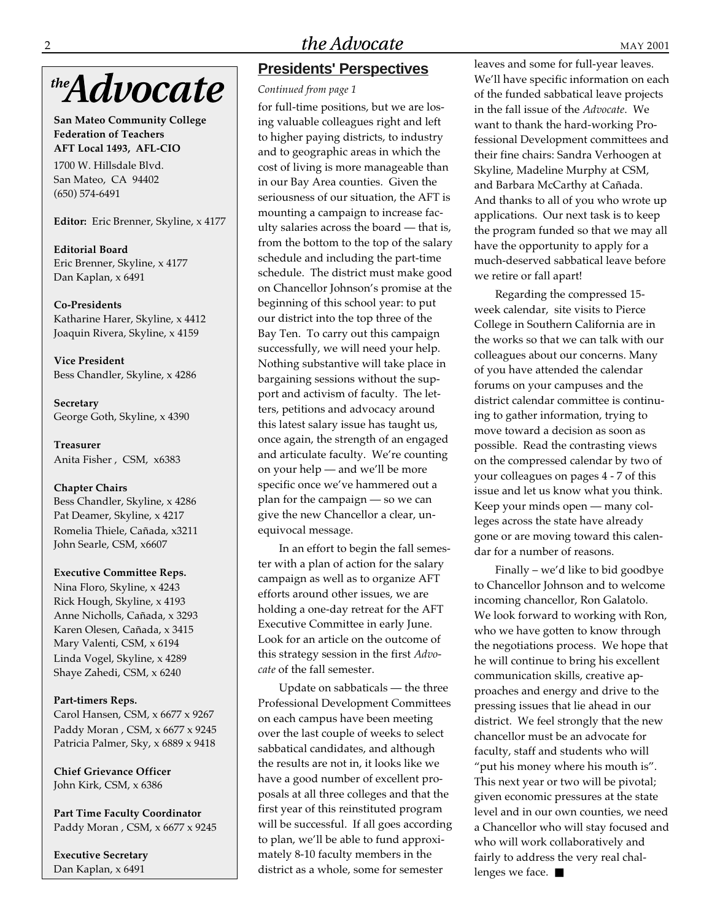# *the* Advocate

**San Mateo Community College Federation of Teachers**
**AFT Local 1493, AFL-CIO**

1700 W. Hillsdale Blvd.
San Mateo, CA 94402
(650) 574-6491

**Editor:** Eric Brenner, Skyline, x 4177

**Editorial Board**
Eric Brenner, Skyline, x 4177
Dan Kaplan, x 6491

**Co-Presidents**
Katharine Harer, Skyline, x 4412
Joaquin Rivera, Skyline, x 4159

**Vice President**
Bess Chandler, Skyline, x 4286

**Secretary**
George Goth, Skyline, x 4390

**Treasurer**
Anita Fisher , CSM, x6383

**Chapter Chairs**
Bess Chandler, Skyline, x 4286
Pat Deamer, Skyline, x 4217
Romelia Thiele, Cañada, x3211
John Searle, CSM, x6607

**Executive Committee Reps.**
Nina Floro, Skyline, x 4243
Rick Hough, Skyline, x 4193
Anne Nicholls, Cañada, x 3293
Karen Olesen, Cañada, x 3415
Mary Valenti, CSM, x 6194
Linda Vogel, Skyline, x 4289
Shaye Zahedi, CSM, x 6240

**Part-timers Reps.**
Carol Hansen, CSM, x 6677 x 9267
Paddy Moran , CSM, x 6677 x 9245
Patricia Palmer, Sky, x 6889 x 9418

**Chief Grievance Officer**
John Kirk, CSM, x 6386

**Part Time Faculty Coordinator**
Paddy Moran , CSM, x 6677 x 9245

**Executive Secretary**
Dan Kaplan, x 6491

## Presidents' Perspectives

*Continued from page 1*

for full-time positions, but we are losing valuable colleagues right and left to higher paying districts, to industry and to geographic areas in which the cost of living is more manageable than in our Bay Area counties. Given the seriousness of our situation, the AFT is mounting a campaign to increase faculty salaries across the board — that is, from the bottom to the top of the salary schedule and including the part-time schedule. The district must make good on Chancellor Johnson's promise at the beginning of this school year: to put our district into the top three of the Bay Ten. To carry out this campaign successfully, we will need your help. Nothing substantive will take place in bargaining sessions without the support and activism of faculty. The letters, petitions and advocacy around this latest salary issue has taught us, once again, the strength of an engaged and articulate faculty. We're counting on your help — and we'll be more specific once we've hammered out a plan for the campaign — so we can give the new Chancellor a clear, unequivocal message.

In an effort to begin the fall semester with a plan of action for the salary campaign as well as to organize AFT efforts around other issues, we are holding a one-day retreat for the AFT Executive Committee in early June. Look for an article on the outcome of this strategy session in the first *Advocate* of the fall semester.

Update on sabbaticals — the three Professional Development Committees on each campus have been meeting over the last couple of weeks to select sabbatical candidates, and although the results are not in, it looks like we have a good number of excellent proposals at all three colleges and that the first year of this reinstituted program will be successful. If all goes according to plan, we'll be able to fund approximately 8-10 faculty members in the district as a whole, some for semester leaves and some for full-year leaves. We'll have specific information on each of the funded sabbatical leave projects in the fall issue of the *Advocate*. We want to thank the hard-working Professional Development committees and their fine chairs: Sandra Verhoogen at Skyline, Madeline Murphy at CSM, and Barbara McCarthy at Cañada. And thanks to all of you who wrote up applications. Our next task is to keep the program funded so that we may all have the opportunity to apply for a much-deserved sabbatical leave before we retire or fall apart!

Regarding the compressed 15-week calendar, site visits to Pierce College in Southern California are in the works so that we can talk with our colleagues about our concerns. Many of you have attended the calendar forums on your campuses and the district calendar committee is continuing to gather information, trying to move toward a decision as soon as possible. Read the contrasting views on the compressed calendar by two of your colleagues on pages 4 - 7 of this issue and let us know what you think. Keep your minds open — many colleges across the state have already gone or are moving toward this calendar for a number of reasons.

Finally – we'd like to bid goodbye to Chancellor Johnson and to welcome incoming chancellor, Ron Galatolo. We look forward to working with Ron, who we have gotten to know through the negotiations process. We hope that he will continue to bring his excellent communication skills, creative approaches and energy and drive to the pressing issues that lie ahead in our district. We feel strongly that the new chancellor must be an advocate for faculty, staff and students who will "put his money where his mouth is". This next year or two will be pivotal; given economic pressures at the state level and in our own counties, we need a Chancellor who will stay focused and who will work collaboratively and fairly to address the very real challenges we face. ■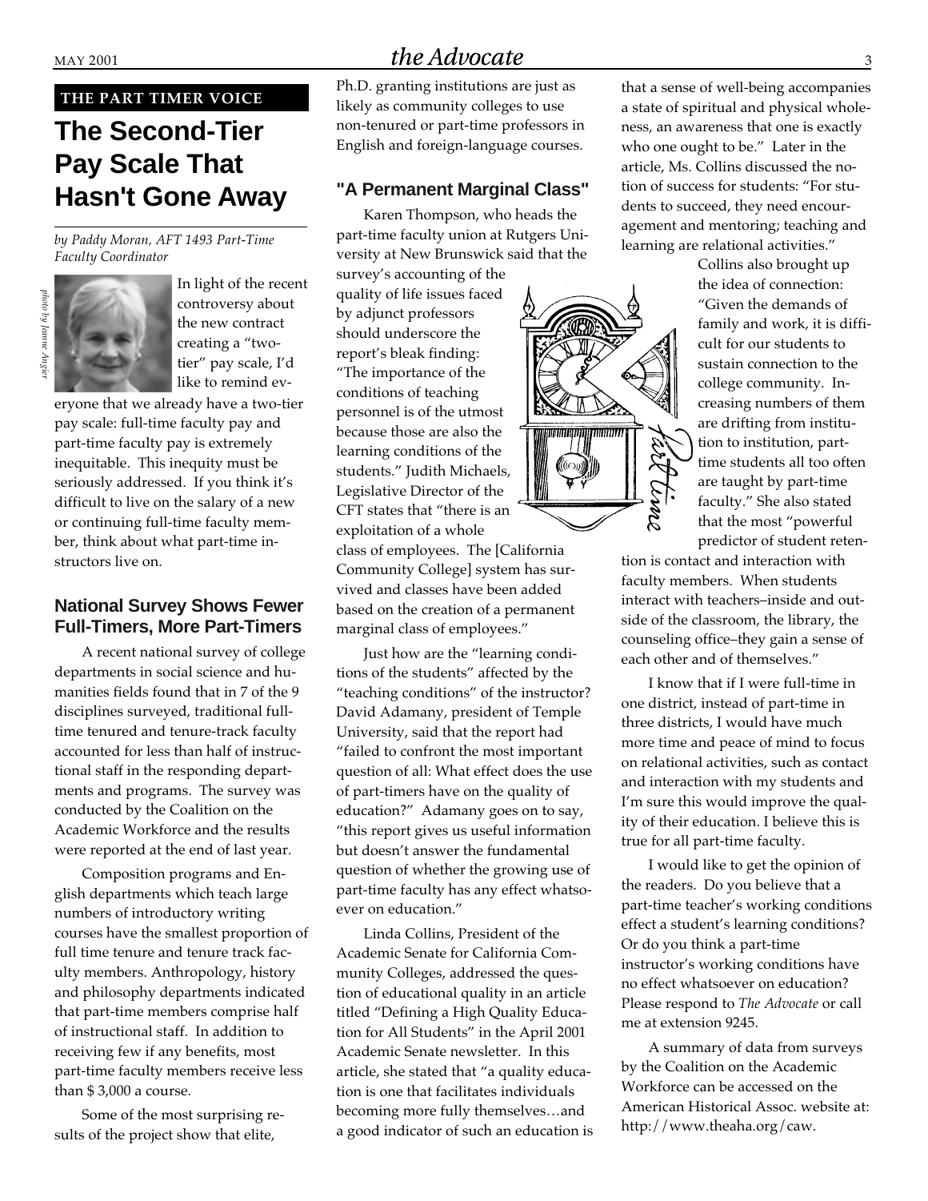THE PART TIMER VOICE

# The Second-Tier Pay Scale That Hasn't Gone Away

*by Paddy Moran, AFT 1493 Part-Time Faculty Coordinator*

*photo by Jamie Angier*

In light of the recent controversy about the new contract creating a "two-tier" pay scale, I'd like to remind everyone that we already have a two-tier pay scale: full-time faculty pay and part-time faculty pay is extremely inequitable. This inequity must be seriously addressed. If you think it's difficult to live on the salary of a new or continuing full-time faculty member, think about what part-time instructors live on.

## National Survey Shows Fewer Full-Timers, More Part-Timers

A recent national survey of college departments in social science and humanities fields found that in 7 of the 9 disciplines surveyed, traditional full-time tenured and tenure-track faculty accounted for less than half of instructional staff in the responding departments and programs. The survey was conducted by the Coalition on the Academic Workforce and the results were reported at the end of last year.

Composition programs and English departments which teach large numbers of introductory writing courses have the smallest proportion of full time tenure and tenure track faculty members. Anthropology, history and philosophy departments indicated that part-time members comprise half of instructional staff. In addition to receiving few if any benefits, most part-time faculty members receive less than $ 3,000 a course.

Some of the most surprising results of the project show that elite, Ph.D. granting institutions are just as likely as community colleges to use non-tenured or part-time professors in English and foreign-language courses.

## "A Permanent Marginal Class"

Karen Thompson, who heads the part-time faculty union at Rutgers University at New Brunswick said that the survey's accounting of the quality of life issues faced by adjunct professors should underscore the report's bleak finding: "The importance of the conditions of teaching personnel is of the utmost because those are also the learning conditions of the students." Judith Michaels, Legislative Director of the CFT states that "there is an exploitation of a whole class of employees. The [California Community College] system has survived and classes have been added based on the creation of a permanent marginal class of employees."

Just how are the "learning conditions of the students" affected by the "teaching conditions" of the instructor? David Adamany, president of Temple University, said that the report had "failed to confront the most important question of all: What effect does the use of part-timers have on the quality of education?" Adamany goes on to say, "this report gives us useful information but doesn't answer the fundamental question of whether the growing use of part-time faculty has any effect whatsoever on education."

Linda Collins, President of the Academic Senate for California Community Colleges, addressed the question of educational quality in an article titled "Defining a High Quality Education for All Students" in the April 2001 Academic Senate newsletter. In this article, she stated that "a quality education is one that facilitates individuals becoming more fully themselves…and a good indicator of such an education is that a sense of well-being accompanies a state of spiritual and physical wholeness, an awareness that one is exactly who one ought to be." Later in the article, Ms. Collins discussed the notion of success for students: "For students to succeed, they need encouragement and mentoring; teaching and learning are relational activities."

Collins also brought up the idea of connection: "Given the demands of family and work, it is difficult for our students to sustain connection to the college community. Increasing numbers of them are drifting from institution to institution, part-time students all too often are taught by part-time faculty." She also stated that the most "powerful predictor of student retention is contact and interaction with faculty members. When students interact with teachers–inside and outside of the classroom, the library, the counseling office–they gain a sense of each other and of themselves."

I know that if I were full-time in one district, instead of part-time in three districts, I would have much more time and peace of mind to focus on relational activities, such as contact and interaction with my students and I'm sure this would improve the quality of their education. I believe this is true for all part-time faculty.

I would like to get the opinion of the readers. Do you believe that a part-time teacher's working conditions effect a student's learning conditions? Or do you think a part-time instructor's working conditions have no effect whatsoever on education? Please respond to *The Advocate* or call me at extension 9245.

A summary of data from surveys by the Coalition on the Academic Workforce can be accessed on the American Historical Assoc. website at: http://www.theaha.org/caw.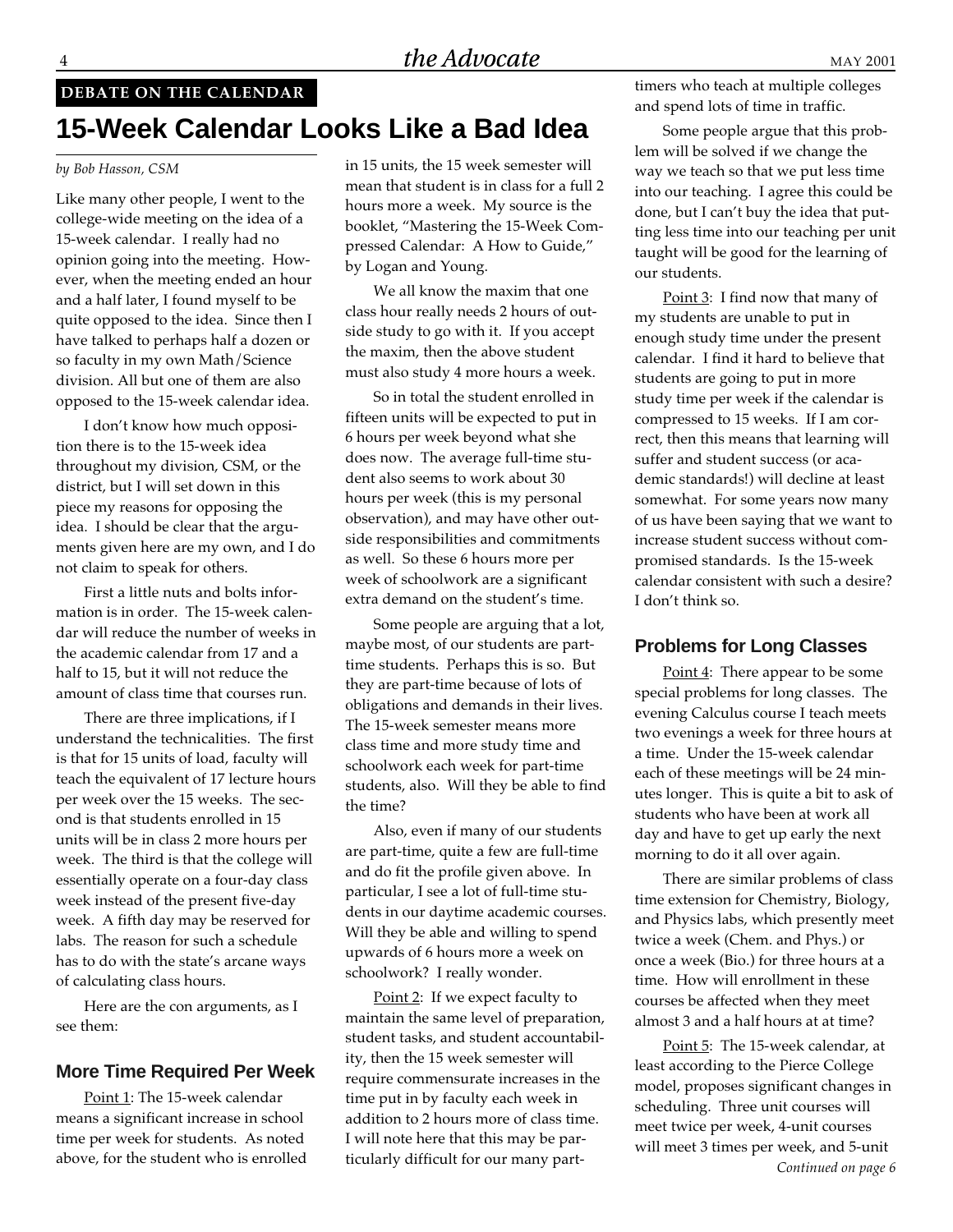**DEBATE ON THE CALENDAR**

# 15-Week Calendar Looks Like a Bad Idea

*by Bob Hasson, CSM*

Like many other people, I went to the college-wide meeting on the idea of a 15-week calendar. I really had no opinion going into the meeting. However, when the meeting ended an hour and a half later, I found myself to be quite opposed to the idea. Since then I have talked to perhaps half a dozen or so faculty in my own Math/Science division. All but one of them are also opposed to the 15-week calendar idea.

I don't know how much opposition there is to the 15-week idea throughout my division, CSM, or the district, but I will set down in this piece my reasons for opposing the idea. I should be clear that the arguments given here are my own, and I do not claim to speak for others.

First a little nuts and bolts information is in order. The 15-week calendar will reduce the number of weeks in the academic calendar from 17 and a half to 15, but it will not reduce the amount of class time that courses run.

There are three implications, if I understand the technicalities. The first is that for 15 units of load, faculty will teach the equivalent of 17 lecture hours per week over the 15 weeks. The second is that students enrolled in 15 units will be in class 2 more hours per week. The third is that the college will essentially operate on a four-day class week instead of the present five-day week. A fifth day may be reserved for labs. The reason for such a schedule has to do with the state's arcane ways of calculating class hours.

Here are the con arguments, as I see them:

## More Time Required Per Week

Point 1: The 15-week calendar means a significant increase in school time per week for students. As noted above, for the student who is enrolled in 15 units, the 15 week semester will mean that student is in class for a full 2 hours more a week. My source is the booklet, "Mastering the 15-Week Compressed Calendar: A How to Guide," by Logan and Young.

We all know the maxim that one class hour really needs 2 hours of outside study to go with it. If you accept the maxim, then the above student must also study 4 more hours a week.

So in total the student enrolled in fifteen units will be expected to put in 6 hours per week beyond what she does now. The average full-time student also seems to work about 30 hours per week (this is my personal observation), and may have other outside responsibilities and commitments as well. So these 6 hours more per week of schoolwork are a significant extra demand on the student's time.

Some people are arguing that a lot, maybe most, of our students are part-time students. Perhaps this is so. But they are part-time because of lots of obligations and demands in their lives. The 15-week semester means more class time and more study time and schoolwork each week for part-time students, also. Will they be able to find the time?

Also, even if many of our students are part-time, quite a few are full-time and do fit the profile given above. In particular, I see a lot of full-time students in our daytime academic courses. Will they be able and willing to spend upwards of 6 hours more a week on schoolwork? I really wonder.

Point 2: If we expect faculty to maintain the same level of preparation, student tasks, and student accountability, then the 15 week semester will require commensurate increases in the time put in by faculty each week in addition to 2 hours more of class time. I will note here that this may be particularly difficult for our many part-timers who teach at multiple colleges and spend lots of time in traffic.

Some people argue that this problem will be solved if we change the way we teach so that we put less time into our teaching. I agree this could be done, but I can't buy the idea that putting less time into our teaching per unit taught will be good for the learning of our students.

Point 3: I find now that many of my students are unable to put in enough study time under the present calendar. I find it hard to believe that students are going to put in more study time per week if the calendar is compressed to 15 weeks. If I am correct, then this means that learning will suffer and student success (or academic standards!) will decline at least somewhat. For some years now many of us have been saying that we want to increase student success without compromised standards. Is the 15-week calendar consistent with such a desire? I don't think so.

## Problems for Long Classes

Point 4: There appear to be some special problems for long classes. The evening Calculus course I teach meets two evenings a week for three hours at a time. Under the 15-week calendar each of these meetings will be 24 minutes longer. This is quite a bit to ask of students who have been at work all day and have to get up early the next morning to do it all over again.

There are similar problems of class time extension for Chemistry, Biology, and Physics labs, which presently meet twice a week (Chem. and Phys.) or once a week (Bio.) for three hours at a time. How will enrollment in these courses be affected when they meet almost 3 and a half hours at at time?

Point 5: The 15-week calendar, at least according to the Pierce College model, proposes significant changes in scheduling. Three unit courses will meet twice per week, 4-unit courses will meet 3 times per week, and 5-unit

*Continued on page 6*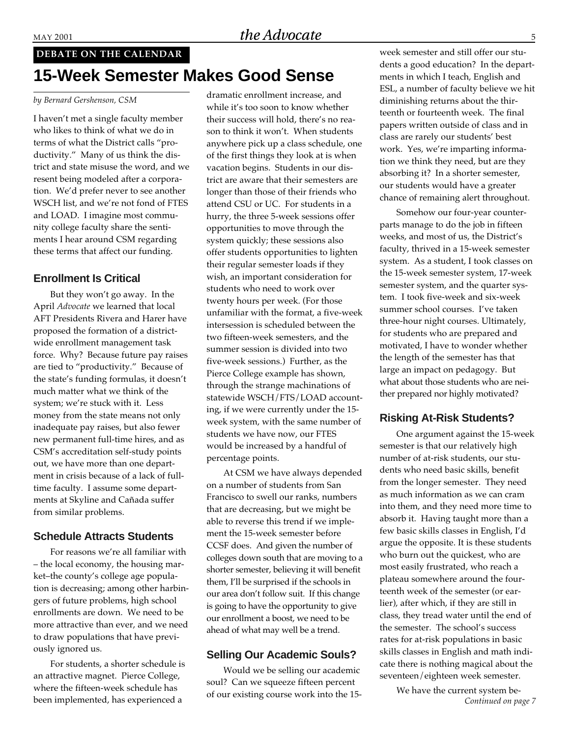**DEBATE ON THE CALENDAR**

# 15-Week Semester Makes Good Sense

*by Bernard Gershenson, CSM*

I haven't met a single faculty member who likes to think of what we do in terms of what the District calls "productivity." Many of us think the district and state misuse the word, and we resent being modeled after a corporation. We'd prefer never to see another WSCH list, and we're not fond of FTES and LOAD. I imagine most community college faculty share the sentiments I hear around CSM regarding these terms that affect our funding.

## Enrollment Is Critical

But they won't go away. In the April *Advocate* we learned that local AFT Presidents Rivera and Harer have proposed the formation of a districtwide enrollment management task force. Why? Because future pay raises are tied to "productivity." Because of the state's funding formulas, it doesn't much matter what we think of the system; we're stuck with it. Less money from the state means not only inadequate pay raises, but also fewer new permanent full-time hires, and as CSM's accreditation self-study points out, we have more than one department in crisis because of a lack of full-time faculty. I assume some departments at Skyline and Cañada suffer from similar problems.

## Schedule Attracts Students

For reasons we're all familiar with – the local economy, the housing market–the county's college age population is decreasing; among other harbingers of future problems, high school enrollments are down. We need to be more attractive than ever, and we need to draw populations that have previously ignored us.

For students, a shorter schedule is an attractive magnet. Pierce College, where the fifteen-week schedule has been implemented, has experienced a dramatic enrollment increase, and while it's too soon to know whether their success will hold, there's no reason to think it won't. When students anywhere pick up a class schedule, one of the first things they look at is when vacation begins. Students in our district are aware that their semesters are longer than those of their friends who attend CSU or UC. For students in a hurry, the three 5-week sessions offer opportunities to move through the system quickly; these sessions also offer students opportunities to lighten their regular semester loads if they wish, an important consideration for students who need to work over twenty hours per week. (For those unfamiliar with the format, a five-week intersession is scheduled between the two fifteen-week semesters, and the summer session is divided into two five-week sessions.) Further, as the Pierce College example has shown, through the strange machinations of statewide WSCH/FTS/LOAD accounting, if we were currently under the 15-week system, with the same number of students we have now, our FTES would be increased by a handful of percentage points.

At CSM we have always depended on a number of students from San Francisco to swell our ranks, numbers that are decreasing, but we might be able to reverse this trend if we implement the 15-week semester before CCSF does. And given the number of colleges down south that are moving to a shorter semester, believing it will benefit them, I'll be surprised if the schools in our area don't follow suit. If this change is going to have the opportunity to give our enrollment a boost, we need to be ahead of what may well be a trend.

## Selling Our Academic Souls?

Would we be selling our academic soul? Can we squeeze fifteen percent of our existing course work into the 15-week semester and still offer our students a good education? In the departments in which I teach, English and ESL, a number of faculty believe we hit diminishing returns about the thirteenth or fourteenth week. The final papers written outside of class and in class are rarely our students' best work. Yes, we're imparting information we think they need, but are they absorbing it? In a shorter semester, our students would have a greater chance of remaining alert throughout.

Somehow our four-year counterparts manage to do the job in fifteen weeks, and most of us, the District's faculty, thrived in a 15-week semester system. As a student, I took classes on the 15-week semester system, 17-week semester system, and the quarter system. I took five-week and six-week summer school courses. I've taken three-hour night courses. Ultimately, for students who are prepared and motivated, I have to wonder whether the length of the semester has that large an impact on pedagogy. But what about those students who are neither prepared nor highly motivated?

## Risking At-Risk Students?

One argument against the 15-week semester is that our relatively high number of at-risk students, our students who need basic skills, benefit from the longer semester. They need as much information as we can cram into them, and they need more time to absorb it. Having taught more than a few basic skills classes in English, I'd argue the opposite. It is these students who burn out the quickest, who are most easily frustrated, who reach a plateau somewhere around the fourteenth week of the semester (or earlier), after which, if they are still in class, they tread water until the end of the semester. The school's success rates for at-risk populations in basic skills classes in English and math indicate there is nothing magical about the seventeen/eighteen week semester.

We have the current system be-

*Continued on page 7*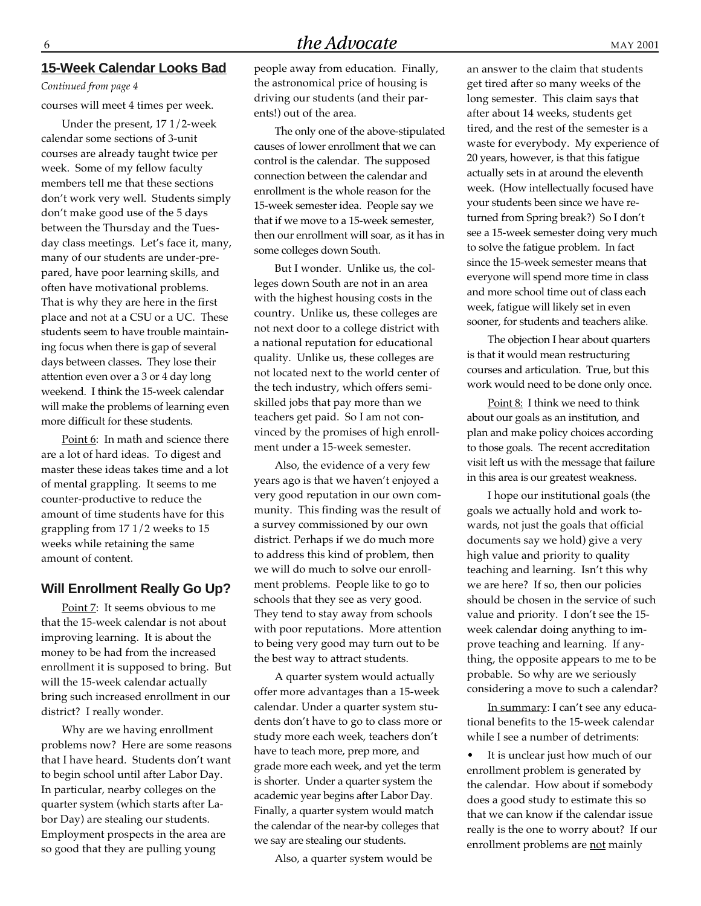## 15-Week Calendar Looks Bad

*Continued from page 4*

courses will meet 4 times per week.

Under the present, 17 1/2-week calendar some sections of 3-unit courses are already taught twice per week. Some of my fellow faculty members tell me that these sections don't work very well. Students simply don't make good use of the 5 days between the Thursday and the Tuesday class meetings. Let's face it, many, many of our students are under-prepared, have poor learning skills, and often have motivational problems. That is why they are here in the first place and not at a CSU or a UC. These students seem to have trouble maintaining focus when there is gap of several days between classes. They lose their attention even over a 3 or 4 day long weekend. I think the 15-week calendar will make the problems of learning even more difficult for these students.

Point 6: In math and science there are a lot of hard ideas. To digest and master these ideas takes time and a lot of mental grappling. It seems to me counter-productive to reduce the amount of time students have for this grappling from 17 1/2 weeks to 15 weeks while retaining the same amount of content.

## Will Enrollment Really Go Up?

Point 7: It seems obvious to me that the 15-week calendar is not about improving learning. It is about the money to be had from the increased enrollment it is supposed to bring. But will the 15-week calendar actually bring such increased enrollment in our district? I really wonder.

Why are we having enrollment problems now? Here are some reasons that I have heard. Students don't want to begin school until after Labor Day. In particular, nearby colleges on the quarter system (which starts after Labor Day) are stealing our students. Employment prospects in the area are so good that they are pulling young people away from education. Finally, the astronomical price of housing is driving our students (and their parents!) out of the area.

The only one of the above-stipulated causes of lower enrollment that we can control is the calendar. The supposed connection between the calendar and enrollment is the whole reason for the 15-week semester idea. People say we that if we move to a 15-week semester, then our enrollment will soar, as it has in some colleges down South.

But I wonder. Unlike us, the colleges down South are not in an area with the highest housing costs in the country. Unlike us, these colleges are not next door to a college district with a national reputation for educational quality. Unlike us, these colleges are not located next to the world center of the tech industry, which offers semi-skilled jobs that pay more than we teachers get paid. So I am not convinced by the promises of high enrollment under a 15-week semester.

Also, the evidence of a very few years ago is that we haven't enjoyed a very good reputation in our own community. This finding was the result of a survey commissioned by our own district. Perhaps if we do much more to address this kind of problem, then we will do much to solve our enrollment problems. People like to go to schools that they see as very good. They tend to stay away from schools with poor reputations. More attention to being very good may turn out to be the best way to attract students.

A quarter system would actually offer more advantages than a 15-week calendar. Under a quarter system students don't have to go to class more or study more each week, teachers don't have to teach more, prep more, and grade more each week, and yet the term is shorter. Under a quarter system the academic year begins after Labor Day. Finally, a quarter system would match the calendar of the near-by colleges that we say are stealing our students.

Also, a quarter system would be an answer to the claim that students get tired after so many weeks of the long semester. This claim says that after about 14 weeks, students get tired, and the rest of the semester is a waste for everybody. My experience of 20 years, however, is that this fatigue actually sets in at around the eleventh week. (How intellectually focused have your students been since we have returned from Spring break?) So I don't see a 15-week semester doing very much to solve the fatigue problem. In fact since the 15-week semester means that everyone will spend more time in class and more school time out of class each week, fatigue will likely set in even sooner, for students and teachers alike.

The objection I hear about quarters is that it would mean restructuring courses and articulation. True, but this work would need to be done only once.

Point 8: I think we need to think about our goals as an institution, and plan and make policy choices according to those goals. The recent accreditation visit left us with the message that failure in this area is our greatest weakness.

I hope our institutional goals (the goals we actually hold and work towards, not just the goals that official documents say we hold) give a very high value and priority to quality teaching and learning. Isn't this why we are here? If so, then our policies should be chosen in the service of such value and priority. I don't see the 15-week calendar doing anything to improve teaching and learning. If anything, the opposite appears to me to be probable. So why are we seriously considering a move to such a calendar?

In summary: I can't see any educational benefits to the 15-week calendar while I see a number of detriments:

- It is unclear just how much of our enrollment problem is generated by the calendar. How about if somebody does a good study to estimate this so that we can know if the calendar issue really is the one to worry about? If our enrollment problems are not mainly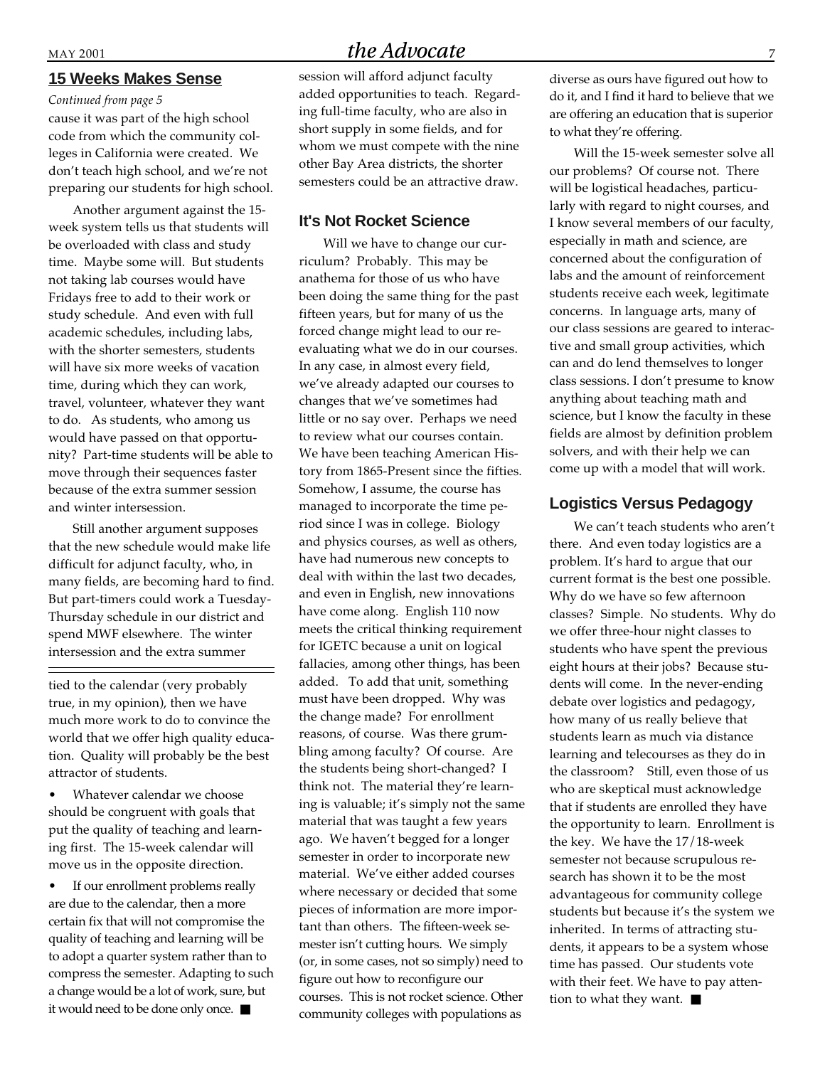## 15 Weeks Makes Sense

*Continued from page 5*

cause it was part of the high school code from which the community colleges in California were created. We don't teach high school, and we're not preparing our students for high school.

Another argument against the 15-week system tells us that students will be overloaded with class and study time. Maybe some will. But students not taking lab courses would have Fridays free to add to their work or study schedule. And even with full academic schedules, including labs, with the shorter semesters, students will have six more weeks of vacation time, during which they can work, travel, volunteer, whatever they want to do. As students, who among us would have passed on that opportunity? Part-time students will be able to move through their sequences faster because of the extra summer session and winter intersession.

Still another argument supposes that the new schedule would make life difficult for adjunct faculty, who, in many fields, are becoming hard to find. But part-timers could work a Tuesday-Thursday schedule in our district and spend MWF elsewhere. The winter intersession and the extra summer session will afford adjunct faculty added opportunities to teach. Regarding full-time faculty, who are also in short supply in some fields, and for whom we must compete with the nine other Bay Area districts, the shorter semesters could be an attractive draw.

### It's Not Rocket Science

Will we have to change our curriculum? Probably. This may be anathema for those of us who have been doing the same thing for the past fifteen years, but for many of us the forced change might lead to our re-evaluating what we do in our courses. In any case, in almost every field, we've already adapted our courses to changes that we've sometimes had little or no say over. Perhaps we need to review what our courses contain. We have been teaching American History from 1865-Present since the fifties. Somehow, I assume, the course has managed to incorporate the time period since I was in college. Biology and physics courses, as well as others, have had numerous new concepts to deal with within the last two decades, and even in English, new innovations have come along. English 110 now meets the critical thinking requirement for IGETC because a unit on logical fallacies, among other things, has been added. To add that unit, something must have been dropped. Why was the change made? For enrollment reasons, of course. Was there grumbling among faculty? Of course. Are the students being short-changed? I think not. The material they're learning is valuable; it's simply not the same material that was taught a few years ago. We haven't begged for a longer semester in order to incorporate new material. We've either added courses where necessary or decided that some pieces of information are more important than others. The fifteen-week semester isn't cutting hours. We simply (or, in some cases, not so simply) need to figure out how to reconfigure our courses. This is not rocket science. Other community colleges with populations as diverse as ours have figured out how to do it, and I find it hard to believe that we are offering an education that is superior to what they're offering.

Will the 15-week semester solve all our problems? Of course not. There will be logistical headaches, particularly with regard to night courses, and I know several members of our faculty, especially in math and science, are concerned about the configuration of labs and the amount of reinforcement students receive each week, legitimate concerns. In language arts, many of our class sessions are geared to interactive and small group activities, which can and do lend themselves to longer class sessions. I don't presume to know anything about teaching math and science, but I know the faculty in these fields are almost by definition problem solvers, and with their help we can come up with a model that will work.

### Logistics Versus Pedagogy

We can't teach students who aren't there. And even today logistics are a problem. It's hard to argue that our current format is the best one possible. Why do we have so few afternoon classes? Simple. No students. Why do we offer three-hour night classes to students who have spent the previous eight hours at their jobs? Because students will come. In the never-ending debate over logistics and pedagogy, how many of us really believe that students learn as much via distance learning and telecourses as they do in the classroom? Still, even those of us who are skeptical must acknowledge that if students are enrolled they have the opportunity to learn. Enrollment is the key. We have the 17/18-week semester not because scrupulous research has shown it to be the most advantageous for community college students but because it's the system we inherited. In terms of attracting students, it appears to be a system whose time has passed. Our students vote with their feet. We have to pay attention to what they want. ■

---

tied to the calendar (very probably true, in my opinion), then we have much more work to do to convince the world that we offer high quality education. Quality will probably be the best attractor of students.

- Whatever calendar we choose should be congruent with goals that put the quality of teaching and learning first. The 15-week calendar will move us in the opposite direction.

- If our enrollment problems really are due to the calendar, then a more certain fix that will not compromise the quality of teaching and learning will be to adopt a quarter system rather than to compress the semester. Adapting to such a change would be a lot of work, sure, but it would need to be done only once. ■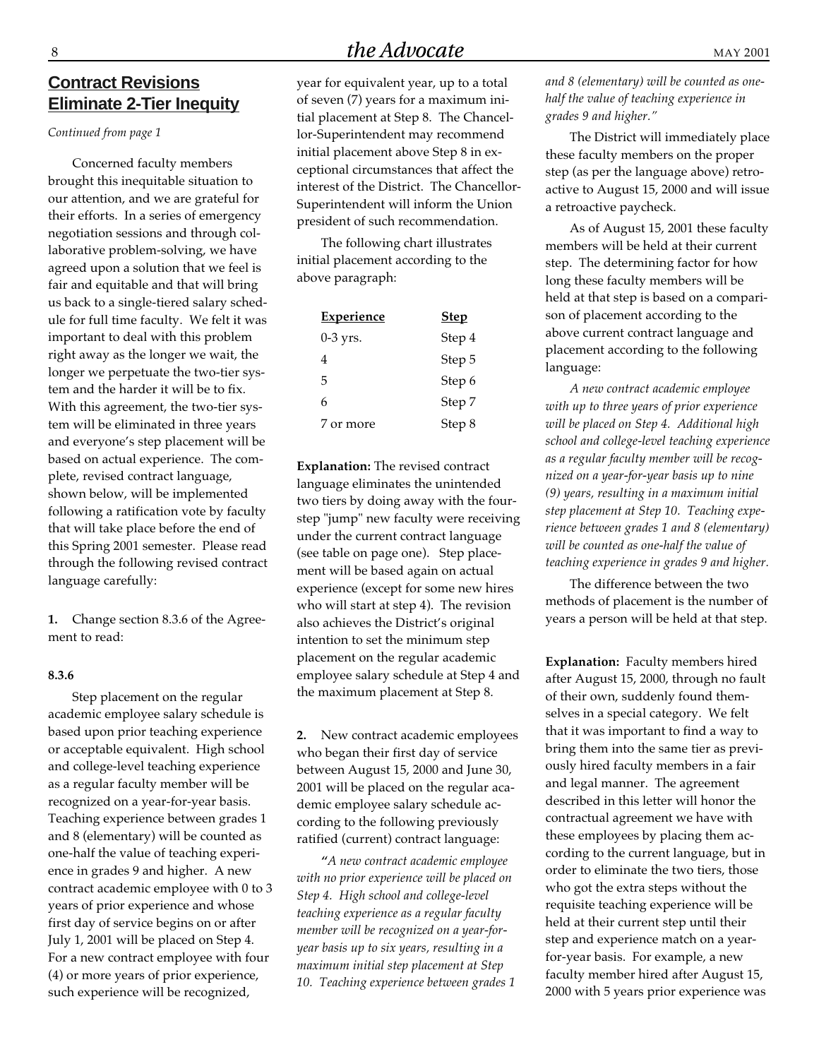## Contract Revisions Eliminate 2-Tier Inequity

*Continued from page 1*

Concerned faculty members brought this inequitable situation to our attention, and we are grateful for their efforts. In a series of emergency negotiation sessions and through collaborative problem-solving, we have agreed upon a solution that we feel is fair and equitable and that will bring us back to a single-tiered salary schedule for full time faculty. We felt it was important to deal with this problem right away as the longer we wait, the longer we perpetuate the two-tier system and the harder it will be to fix. With this agreement, the two-tier system will be eliminated in three years and everyone's step placement will be based on actual experience. The complete, revised contract language, shown below, will be implemented following a ratification vote by faculty that will take place before the end of this Spring 2001 semester. Please read through the following revised contract language carefully:

**1.** Change section 8.3.6 of the Agreement to read:

**8.3.6**

Step placement on the regular academic employee salary schedule is based upon prior teaching experience or acceptable equivalent. High school and college-level teaching experience as a regular faculty member will be recognized on a year-for-year basis. Teaching experience between grades 1 and 8 (elementary) will be counted as one-half the value of teaching experience in grades 9 and higher. A new contract academic employee with 0 to 3 years of prior experience and whose first day of service begins on or after July 1, 2001 will be placed on Step 4. For a new contract employee with four (4) or more years of prior experience, such experience will be recognized, year for equivalent year, up to a total of seven (7) years for a maximum initial placement at Step 8. The Chancellor-Superintendent may recommend initial placement above Step 8 in exceptional circumstances that affect the interest of the District. The Chancellor-Superintendent will inform the Union president of such recommendation.

The following chart illustrates initial placement according to the above paragraph:

| Experience | Step |
|---|---|
| 0-3 yrs. | Step 4 |
| 4 | Step 5 |
| 5 | Step 6 |
| 6 | Step 7 |
| 7 or more | Step 8 |

**Explanation:** The revised contract language eliminates the unintended two tiers by doing away with the four-step "jump" new faculty were receiving under the current contract language (see table on page one). Step placement will be based again on actual experience (except for some new hires who will start at step 4). The revision also achieves the District's original intention to set the minimum step placement on the regular academic employee salary schedule at Step 4 and the maximum placement at Step 8.

**2.** New contract academic employees who began their first day of service between August 15, 2000 and June 30, 2001 will be placed on the regular academic employee salary schedule according to the following previously ratified (current) contract language:

**"***A new contract academic employee with no prior experience will be placed on Step 4. High school and college-level teaching experience as a regular faculty member will be recognized on a year-for-year basis up to six years, resulting in a maximum initial step placement at Step 10. Teaching experience between grades 1 and 8 (elementary) will be counted as one-half the value of teaching experience in grades 9 and higher."*

The District will immediately place these faculty members on the proper step (as per the language above) retroactive to August 15, 2000 and will issue a retroactive paycheck.

As of August 15, 2001 these faculty members will be held at their current step. The determining factor for how long these faculty members will be held at that step is based on a comparison of placement according to the above current contract language and placement according to the following language:

*A new contract academic employee with up to three years of prior experience will be placed on Step 4. Additional high school and college-level teaching experience as a regular faculty member will be recognized on a year-for-year basis up to nine (9) years, resulting in a maximum initial step placement at Step 10. Teaching experience between grades 1 and 8 (elementary) will be counted as one-half the value of teaching experience in grades 9 and higher.*

The difference between the two methods of placement is the number of years a person will be held at that step.

**Explanation:** Faculty members hired after August 15, 2000, through no fault of their own, suddenly found themselves in a special category. We felt that it was important to find a way to bring them into the same tier as previously hired faculty members in a fair and legal manner. The agreement described in this letter will honor the contractual agreement we have with these employees by placing them according to the current language, but in order to eliminate the two tiers, those who got the extra steps without the requisite teaching experience will be held at their current step until their step and experience match on a year-for-year basis. For example, a new faculty member hired after August 15, 2000 with 5 years prior experience was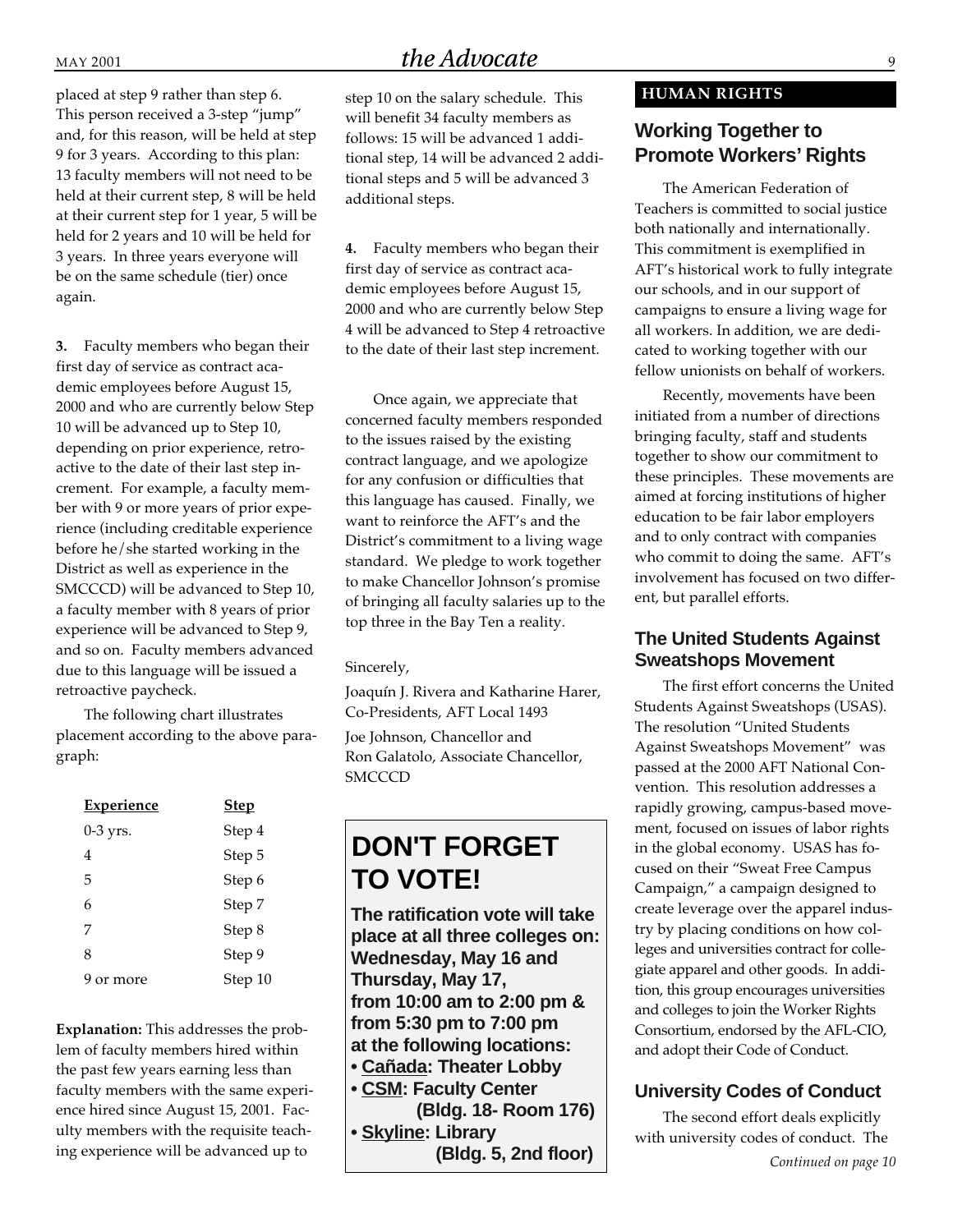placed at step 9 rather than step 6. This person received a 3-step "jump" and, for this reason, will be held at step 9 for 3 years. According to this plan: 13 faculty members will not need to be held at their current step, 8 will be held at their current step for 1 year, 5 will be held for 2 years and 10 will be held for 3 years. In three years everyone will be on the same schedule (tier) once again.

**3.** Faculty members who began their first day of service as contract academic employees before August 15, 2000 and who are currently below Step 10 will be advanced up to Step 10, depending on prior experience, retroactive to the date of their last step increment. For example, a faculty member with 9 or more years of prior experience (including creditable experience before he/she started working in the District as well as experience in the SMCCCD) will be advanced to Step 10, a faculty member with 8 years of prior experience will be advanced to Step 9, and so on. Faculty members advanced due to this language will be issued a retroactive paycheck.

The following chart illustrates placement according to the above paragraph:

| Experience | Step |
|---|---|
| 0-3 yrs. | Step 4 |
| 4 | Step 5 |
| 5 | Step 6 |
| 6 | Step 7 |
| 7 | Step 8 |
| 8 | Step 9 |
| 9 or more | Step 10 |

**Explanation:** This addresses the problem of faculty members hired within the past few years earning less than faculty members with the same experience hired since August 15, 2001. Faculty members with the requisite teaching experience will be advanced up to step 10 on the salary schedule. This will benefit 34 faculty members as follows: 15 will be advanced 1 additional step, 14 will be advanced 2 additional steps and 5 will be advanced 3 additional steps.

**4.** Faculty members who began their first day of service as contract academic employees before August 15, 2000 and who are currently below Step 4 will be advanced to Step 4 retroactive to the date of their last step increment.

Once again, we appreciate that concerned faculty members responded to the issues raised by the existing contract language, and we apologize for any confusion or difficulties that this language has caused. Finally, we want to reinforce the AFT's and the District's commitment to a living wage standard. We pledge to work together to make Chancellor Johnson's promise of bringing all faculty salaries up to the top three in the Bay Ten a reality.

Sincerely,

Joaquín J. Rivera and Katharine Harer, Co-Presidents, AFT Local 1493

Joe Johnson, Chancellor and Ron Galatolo, Associate Chancellor, SMCCCD

## DON'T FORGET TO VOTE!

**The ratification vote will take place at all three colleges on: Wednesday, May 16 and Thursday, May 17, from 10:00 am to 2:00 pm & from 5:30 pm to 7:00 pm at the following locations:**

- **Cañada: Theater Lobby**
- **CSM: Faculty Center (Bldg. 18- Room 176)**
- **Skyline: Library (Bldg. 5, 2nd floor)**

**HUMAN RIGHTS**

## Working Together to Promote Workers' Rights

The American Federation of Teachers is committed to social justice both nationally and internationally. This commitment is exemplified in AFT's historical work to fully integrate our schools, and in our support of campaigns to ensure a living wage for all workers. In addition, we are dedicated to working together with our fellow unionists on behalf of workers.

Recently, movements have been initiated from a number of directions bringing faculty, staff and students together to show our commitment to these principles. These movements are aimed at forcing institutions of higher education to be fair labor employers and to only contract with companies who commit to doing the same. AFT's involvement has focused on two different, but parallel efforts.

### The United Students Against Sweatshops Movement

The first effort concerns the United Students Against Sweatshops (USAS). The resolution "United Students Against Sweatshops Movement" was passed at the 2000 AFT National Convention. This resolution addresses a rapidly growing, campus-based movement, focused on issues of labor rights in the global economy. USAS has focused on their "Sweat Free Campus Campaign," a campaign designed to create leverage over the apparel industry by placing conditions on how colleges and universities contract for collegiate apparel and other goods. In addition, this group encourages universities and colleges to join the Worker Rights Consortium, endorsed by the AFL-CIO, and adopt their Code of Conduct.

### University Codes of Conduct

The second effort deals explicitly with university codes of conduct. The

*Continued on page 10*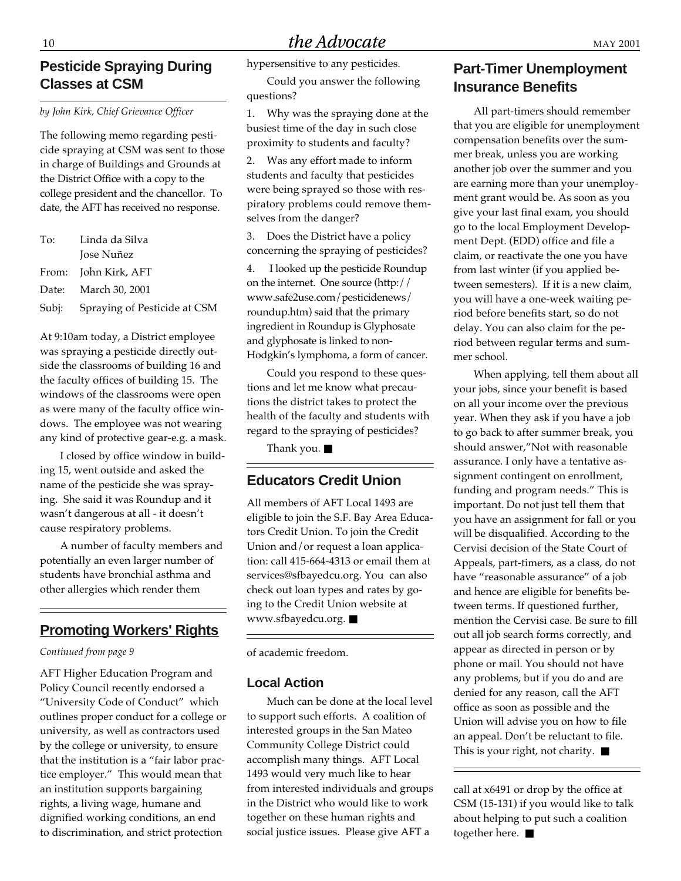## Pesticide Spraying During Classes at CSM

*by John Kirk, Chief Grievance Officer*

The following memo regarding pesticide spraying at CSM was sent to those in charge of Buildings and Grounds at the District Office with a copy to the college president and the chancellor. To date, the AFT has received no response.

To: Linda da Silva
Jose Nuñez

From: John Kirk, AFT

Date: March 30, 2001

Subj: Spraying of Pesticide at CSM

At 9:10am today, a District employee was spraying a pesticide directly outside the classrooms of building 16 and the faculty offices of building 15. The windows of the classrooms were open as were many of the faculty office windows. The employee was not wearing any kind of protective gear-e.g. a mask.

I closed by office window in building 15, went outside and asked the name of the pesticide she was spraying. She said it was Roundup and it wasn't dangerous at all - it doesn't cause respiratory problems.

A number of faculty members and potentially an even larger number of students have bronchial asthma and other allergies which render them hypersensitive to any pesticides.

Could you answer the following questions?

1. Why was the spraying done at the busiest time of the day in such close proximity to students and faculty?
2. Was any effort made to inform students and faculty that pesticides were being sprayed so those with respiratory problems could remove themselves from the danger?
3. Does the District have a policy concerning the spraying of pesticides?
4. I looked up the pesticide Roundup on the internet. One source (http://www.safe2use.com/pesticidenews/roundup.htm) said that the primary ingredient in Roundup is Glyphosate and glyphosate is linked to non-Hodgkin's lymphoma, a form of cancer.

Could you respond to these questions and let me know what precautions the district takes to protect the health of the faculty and students with regard to the spraying of pesticides?

Thank you. ■

## Educators Credit Union

All members of AFT Local 1493 are eligible to join the S.F. Bay Area Educators Credit Union. To join the Credit Union and/or request a loan application: call 415-664-4313 or email them at services@sfbayedcu.org. You can also check out loan types and rates by going to the Credit Union website at www.sfbayedcu.org. ■

## Part-Timer Unemployment Insurance Benefits

All part-timers should remember that you are eligible for unemployment compensation benefits over the summer break, unless you are working another job over the summer and you are earning more than your unemployment grant would be. As soon as you give your last final exam, you should go to the local Employment Development Dept. (EDD) office and file a claim, or reactivate the one you have from last winter (if you applied between semesters). If it is a new claim, you will have a one-week waiting period before benefits start, so do not delay. You can also claim for the period between regular terms and summer school.

When applying, tell them about all your jobs, since your benefit is based on all your income over the previous year. When they ask if you have a job to go back to after summer break, you should answer,"Not with reasonable assurance. I only have a tentative assignment contingent on enrollment, funding and program needs." This is important. Do not just tell them that you have an assignment for fall or you will be disqualified. According to the Cervisi decision of the State Court of Appeals, part-timers, as a class, do not have "reasonable assurance" of a job and hence are eligible for benefits between terms. If questioned further, mention the Cervisi case. Be sure to fill out all job search forms correctly, and appear as directed in person or by phone or mail. You should not have any problems, but if you do and are denied for any reason, call the AFT office as soon as possible and the Union will advise you on how to file an appeal. Don't be reluctant to file. This is your right, not charity. ■

## Promoting Workers' Rights

*Continued from page 9*

AFT Higher Education Program and Policy Council recently endorsed a "University Code of Conduct" which outlines proper conduct for a college or university, as well as contractors used by the college or university, to ensure that the institution is a "fair labor practice employer." This would mean that an institution supports bargaining rights, a living wage, humane and dignified working conditions, an end to discrimination, and strict protection of academic freedom.

### Local Action

Much can be done at the local level to support such efforts. A coalition of interested groups in the San Mateo Community College District could accomplish many things. AFT Local 1493 would very much like to hear from interested individuals and groups in the District who would like to work together on these human rights and social justice issues. Please give AFT a call at x6491 or drop by the office at CSM (15-131) if you would like to talk about helping to put such a coalition together here. ■